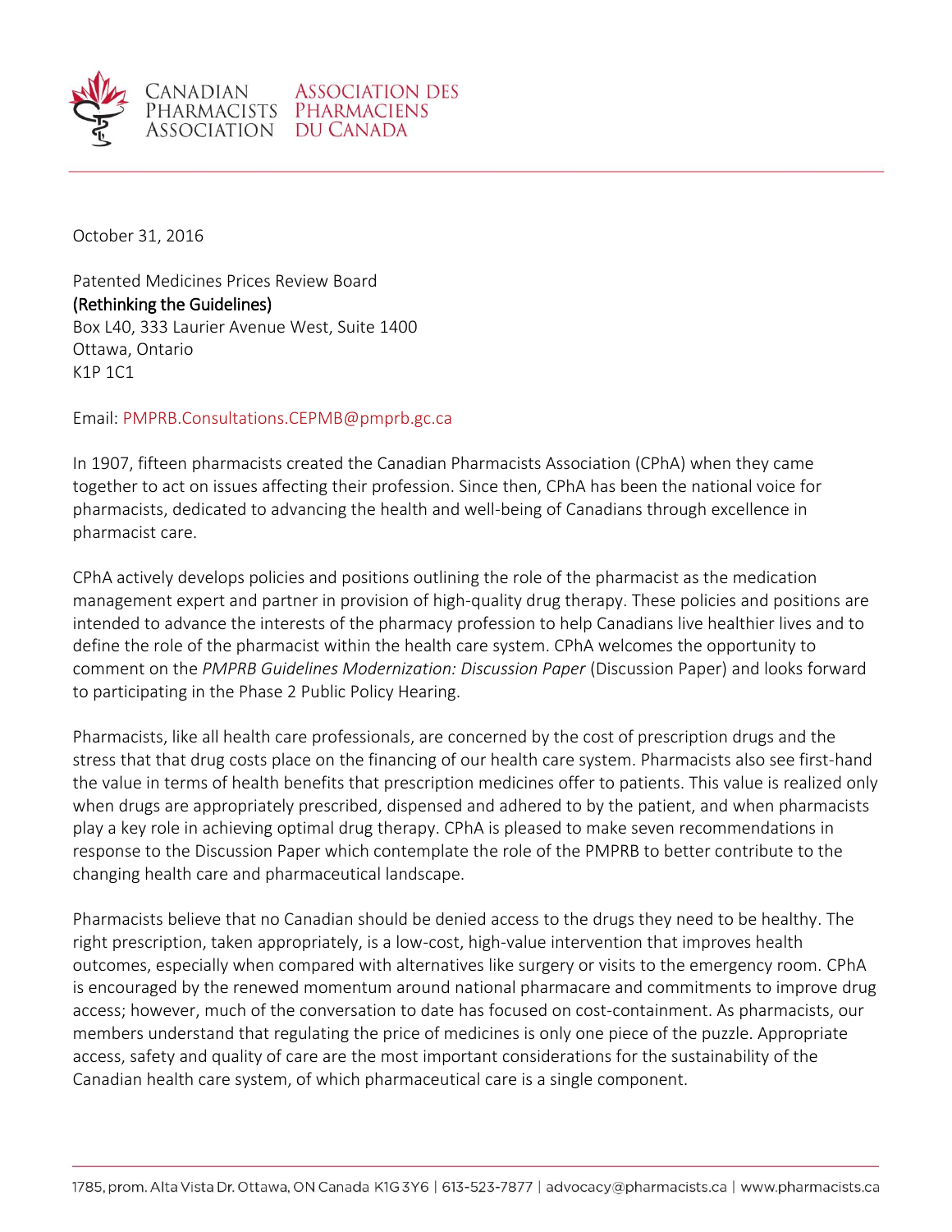CANADIAN PHARMACISTS ASSOCIATION | ASSOCIATION DES PHARMACIENS DU CANADA

October 31, 2016

Patented Medicines Prices Review Board
**(Rethinking the Guidelines)**
Box L40, 333 Laurier Avenue West, Suite 1400
Ottawa, Ontario
K1P 1C1

Email: PMPRB.Consultations.CEPMB@pmprb.gc.ca

In 1907, fifteen pharmacists created the Canadian Pharmacists Association (CPhA) when they came together to act on issues affecting their profession. Since then, CPhA has been the national voice for pharmacists, dedicated to advancing the health and well-being of Canadians through excellence in pharmacist care.

CPhA actively develops policies and positions outlining the role of the pharmacist as the medication management expert and partner in provision of high-quality drug therapy. These policies and positions are intended to advance the interests of the pharmacy profession to help Canadians live healthier lives and to define the role of the pharmacist within the health care system. CPhA welcomes the opportunity to comment on the *PMPRB Guidelines Modernization: Discussion Paper* (Discussion Paper) and looks forward to participating in the Phase 2 Public Policy Hearing.

Pharmacists, like all health care professionals, are concerned by the cost of prescription drugs and the stress that that drug costs place on the financing of our health care system. Pharmacists also see first-hand the value in terms of health benefits that prescription medicines offer to patients. This value is realized only when drugs are appropriately prescribed, dispensed and adhered to by the patient, and when pharmacists play a key role in achieving optimal drug therapy. CPhA is pleased to make seven recommendations in response to the Discussion Paper which contemplate the role of the PMPRB to better contribute to the changing health care and pharmaceutical landscape.

Pharmacists believe that no Canadian should be denied access to the drugs they need to be healthy. The right prescription, taken appropriately, is a low-cost, high-value intervention that improves health outcomes, especially when compared with alternatives like surgery or visits to the emergency room. CPhA is encouraged by the renewed momentum around national pharmacare and commitments to improve drug access; however, much of the conversation to date has focused on cost-containment. As pharmacists, our members understand that regulating the price of medicines is only one piece of the puzzle. Appropriate access, safety and quality of care are the most important considerations for the sustainability of the Canadian health care system, of which pharmaceutical care is a single component.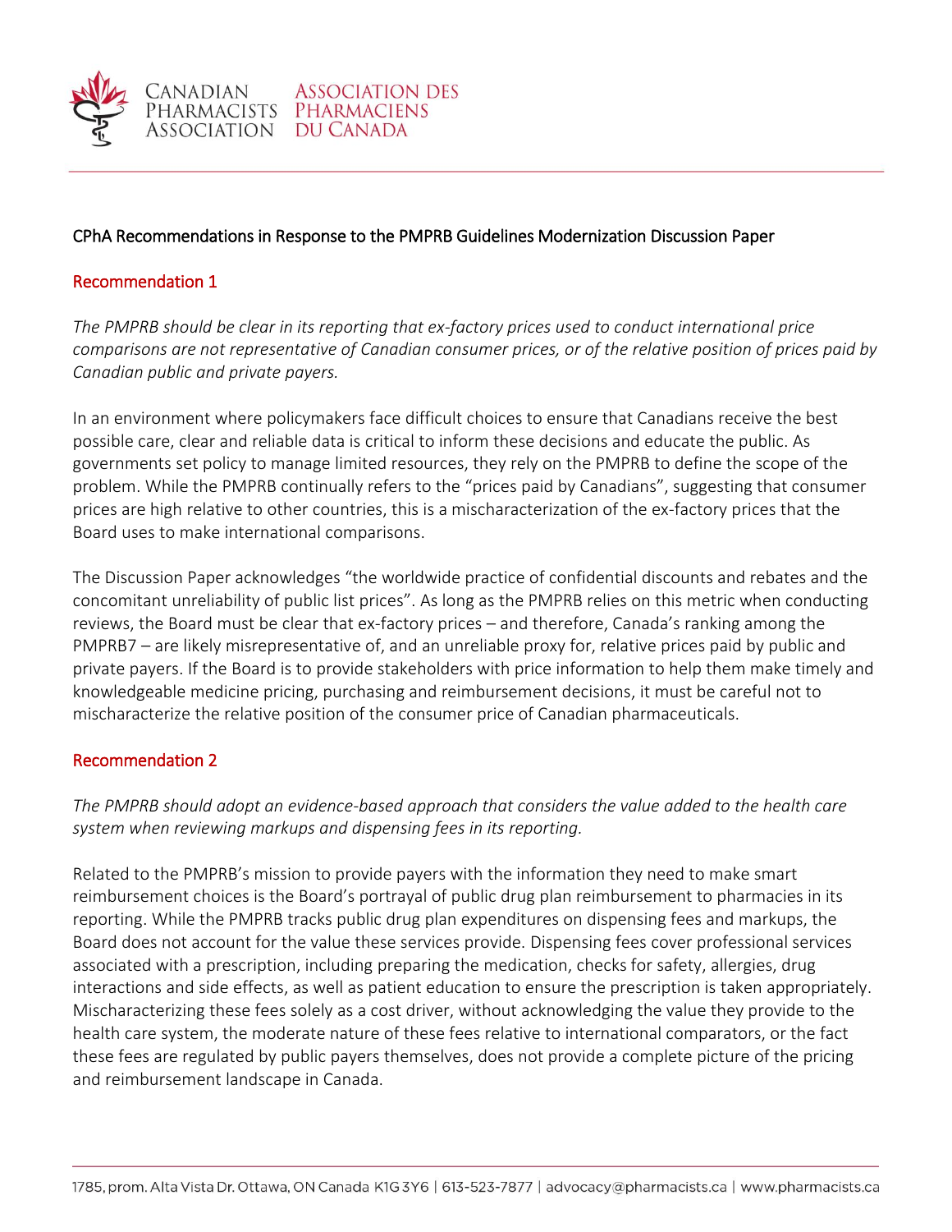## CPhA Recommendations in Response to the PMPRB Guidelines Modernization Discussion Paper

### Recommendation 1

*The PMPRB should be clear in its reporting that ex-factory prices used to conduct international price comparisons are not representative of Canadian consumer prices, or of the relative position of prices paid by Canadian public and private payers.*

In an environment where policymakers face difficult choices to ensure that Canadians receive the best possible care, clear and reliable data is critical to inform these decisions and educate the public. As governments set policy to manage limited resources, they rely on the PMPRB to define the scope of the problem. While the PMPRB continually refers to the "prices paid by Canadians", suggesting that consumer prices are high relative to other countries, this is a mischaracterization of the ex-factory prices that the Board uses to make international comparisons.

The Discussion Paper acknowledges "the worldwide practice of confidential discounts and rebates and the concomitant unreliability of public list prices". As long as the PMPRB relies on this metric when conducting reviews, the Board must be clear that ex-factory prices – and therefore, Canada's ranking among the PMPRB7 – are likely misrepresentative of, and an unreliable proxy for, relative prices paid by public and private payers. If the Board is to provide stakeholders with price information to help them make timely and knowledgeable medicine pricing, purchasing and reimbursement decisions, it must be careful not to mischaracterize the relative position of the consumer price of Canadian pharmaceuticals.

### Recommendation 2

*The PMPRB should adopt an evidence-based approach that considers the value added to the health care system when reviewing markups and dispensing fees in its reporting.*

Related to the PMPRB's mission to provide payers with the information they need to make smart reimbursement choices is the Board's portrayal of public drug plan reimbursement to pharmacies in its reporting. While the PMPRB tracks public drug plan expenditures on dispensing fees and markups, the Board does not account for the value these services provide. Dispensing fees cover professional services associated with a prescription, including preparing the medication, checks for safety, allergies, drug interactions and side effects, as well as patient education to ensure the prescription is taken appropriately. Mischaracterizing these fees solely as a cost driver, without acknowledging the value they provide to the health care system, the moderate nature of these fees relative to international comparators, or the fact these fees are regulated by public payers themselves, does not provide a complete picture of the pricing and reimbursement landscape in Canada.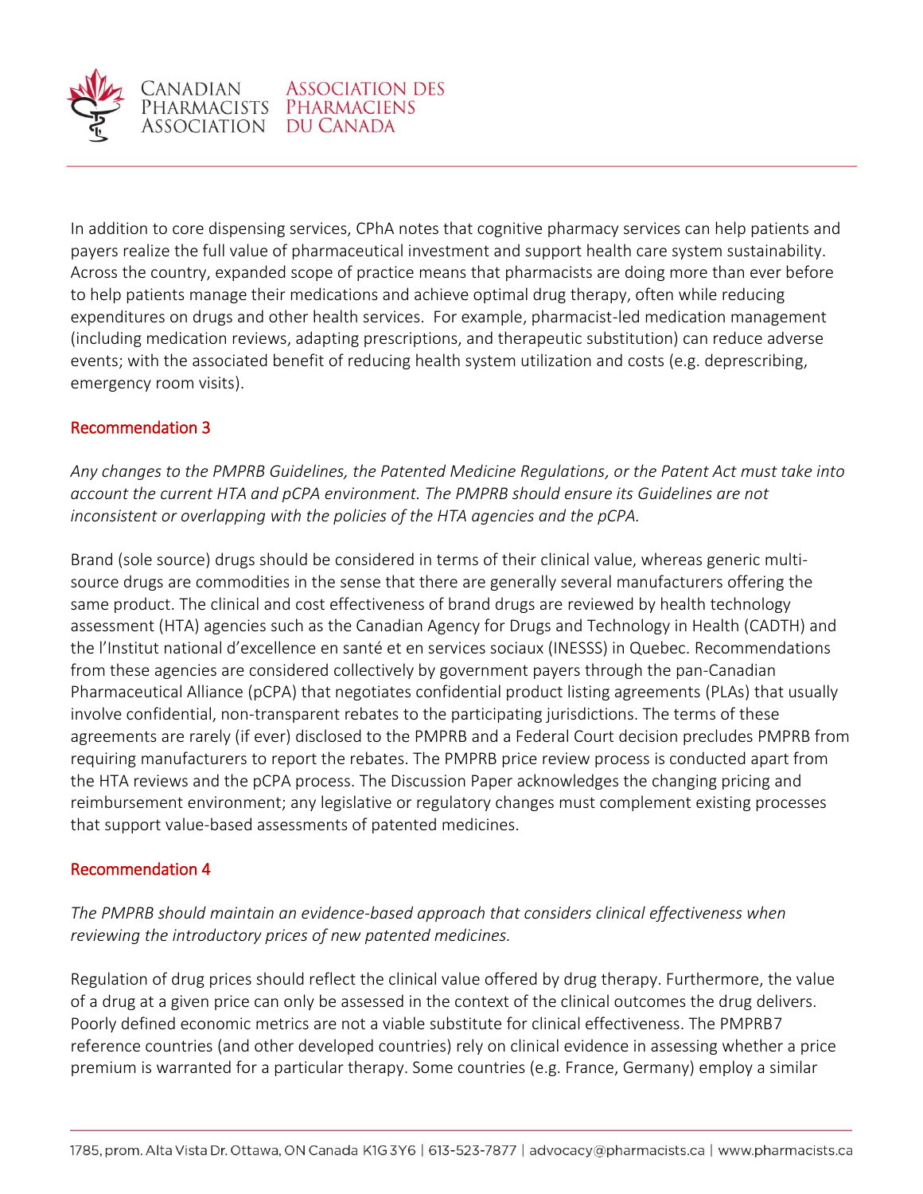In addition to core dispensing services, CPhA notes that cognitive pharmacy services can help patients and payers realize the full value of pharmaceutical investment and support health care system sustainability. Across the country, expanded scope of practice means that pharmacists are doing more than ever before to help patients manage their medications and achieve optimal drug therapy, often while reducing expenditures on drugs and other health services. For example, pharmacist-led medication management (including medication reviews, adapting prescriptions, and therapeutic substitution) can reduce adverse events; with the associated benefit of reducing health system utilization and costs (e.g. deprescribing, emergency room visits).

## Recommendation 3

*Any changes to the PMPRB Guidelines, the Patented Medicine Regulations, or the Patent Act must take into account the current HTA and pCPA environment. The PMPRB should ensure its Guidelines are not inconsistent or overlapping with the policies of the HTA agencies and the pCPA.*

Brand (sole source) drugs should be considered in terms of their clinical value, whereas generic multi-source drugs are commodities in the sense that there are generally several manufacturers offering the same product. The clinical and cost effectiveness of brand drugs are reviewed by health technology assessment (HTA) agencies such as the Canadian Agency for Drugs and Technology in Health (CADTH) and the l'Institut national d'excellence en santé et en services sociaux (INESSS) in Quebec. Recommendations from these agencies are considered collectively by government payers through the pan-Canadian Pharmaceutical Alliance (pCPA) that negotiates confidential product listing agreements (PLAs) that usually involve confidential, non-transparent rebates to the participating jurisdictions. The terms of these agreements are rarely (if ever) disclosed to the PMPRB and a Federal Court decision precludes PMPRB from requiring manufacturers to report the rebates. The PMPRB price review process is conducted apart from the HTA reviews and the pCPA process. The Discussion Paper acknowledges the changing pricing and reimbursement environment; any legislative or regulatory changes must complement existing processes that support value-based assessments of patented medicines.

## Recommendation 4

*The PMPRB should maintain an evidence-based approach that considers clinical effectiveness when reviewing the introductory prices of new patented medicines.*

Regulation of drug prices should reflect the clinical value offered by drug therapy. Furthermore, the value of a drug at a given price can only be assessed in the context of the clinical outcomes the drug delivers. Poorly defined economic metrics are not a viable substitute for clinical effectiveness. The PMPRB7 reference countries (and other developed countries) rely on clinical evidence in assessing whether a price premium is warranted for a particular therapy. Some countries (e.g. France, Germany) employ a similar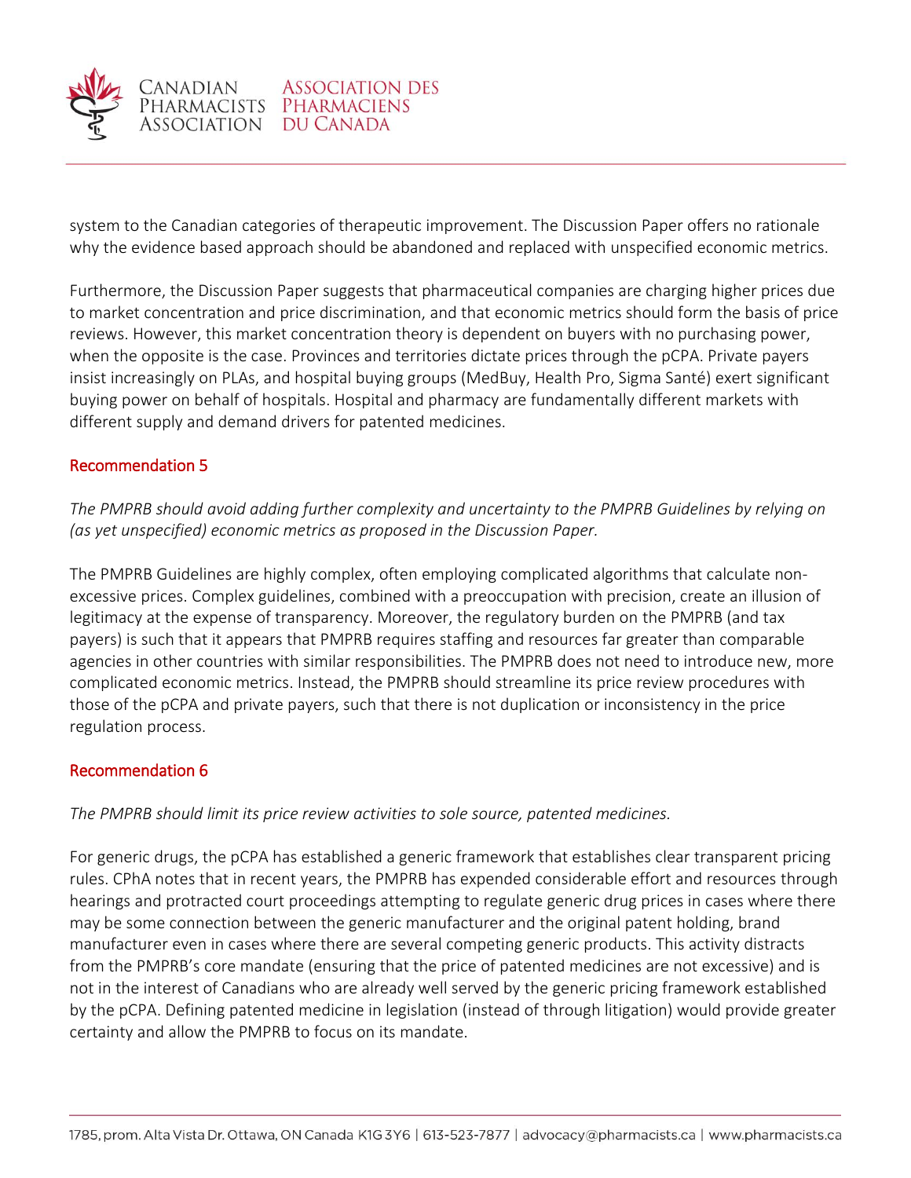system to the Canadian categories of therapeutic improvement. The Discussion Paper offers no rationale why the evidence based approach should be abandoned and replaced with unspecified economic metrics.

Furthermore, the Discussion Paper suggests that pharmaceutical companies are charging higher prices due to market concentration and price discrimination, and that economic metrics should form the basis of price reviews. However, this market concentration theory is dependent on buyers with no purchasing power, when the opposite is the case. Provinces and territories dictate prices through the pCPA. Private payers insist increasingly on PLAs, and hospital buying groups (MedBuy, Health Pro, Sigma Santé) exert significant buying power on behalf of hospitals. Hospital and pharmacy are fundamentally different markets with different supply and demand drivers for patented medicines.

### Recommendation 5

*The PMPRB should avoid adding further complexity and uncertainty to the PMPRB Guidelines by relying on (as yet unspecified) economic metrics as proposed in the Discussion Paper.*

The PMPRB Guidelines are highly complex, often employing complicated algorithms that calculate non-excessive prices. Complex guidelines, combined with a preoccupation with precision, create an illusion of legitimacy at the expense of transparency. Moreover, the regulatory burden on the PMPRB (and tax payers) is such that it appears that PMPRB requires staffing and resources far greater than comparable agencies in other countries with similar responsibilities. The PMPRB does not need to introduce new, more complicated economic metrics. Instead, the PMPRB should streamline its price review procedures with those of the pCPA and private payers, such that there is not duplication or inconsistency in the price regulation process.

### Recommendation 6

*The PMPRB should limit its price review activities to sole source, patented medicines.*

For generic drugs, the pCPA has established a generic framework that establishes clear transparent pricing rules. CPhA notes that in recent years, the PMPRB has expended considerable effort and resources through hearings and protracted court proceedings attempting to regulate generic drug prices in cases where there may be some connection between the generic manufacturer and the original patent holding, brand manufacturer even in cases where there are several competing generic products. This activity distracts from the PMPRB's core mandate (ensuring that the price of patented medicines are not excessive) and is not in the interest of Canadians who are already well served by the generic pricing framework established by the pCPA. Defining patented medicine in legislation (instead of through litigation) would provide greater certainty and allow the PMPRB to focus on its mandate.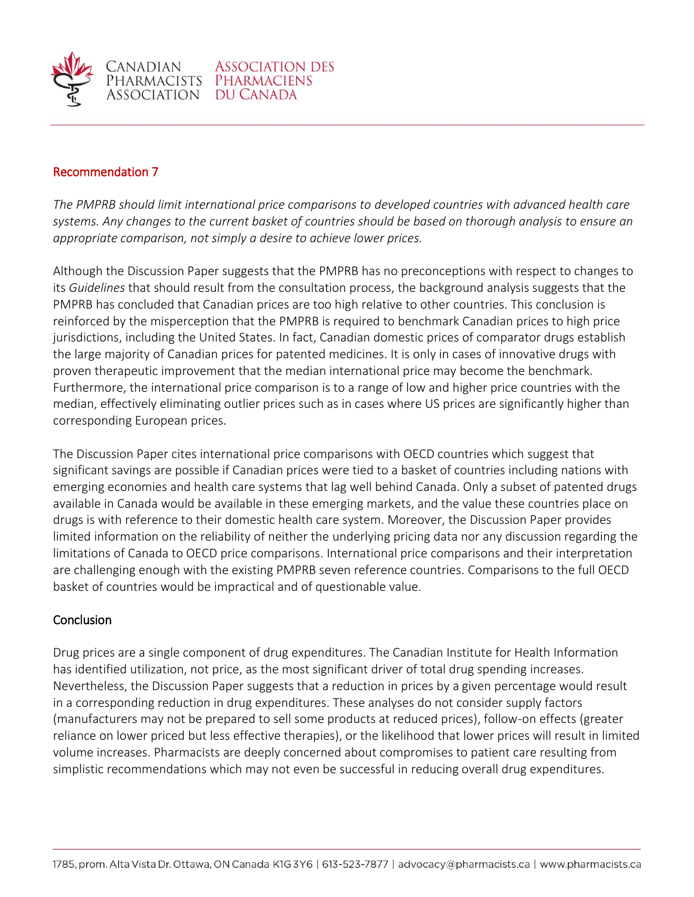## Recommendation 7

*The PMPRB should limit international price comparisons to developed countries with advanced health care systems. Any changes to the current basket of countries should be based on thorough analysis to ensure an appropriate comparison, not simply a desire to achieve lower prices.*

Although the Discussion Paper suggests that the PMPRB has no preconceptions with respect to changes to its *Guidelines* that should result from the consultation process, the background analysis suggests that the PMPRB has concluded that Canadian prices are too high relative to other countries. This conclusion is reinforced by the misperception that the PMPRB is required to benchmark Canadian prices to high price jurisdictions, including the United States. In fact, Canadian domestic prices of comparator drugs establish the large majority of Canadian prices for patented medicines. It is only in cases of innovative drugs with proven therapeutic improvement that the median international price may become the benchmark. Furthermore, the international price comparison is to a range of low and higher price countries with the median, effectively eliminating outlier prices such as in cases where US prices are significantly higher than corresponding European prices.

The Discussion Paper cites international price comparisons with OECD countries which suggest that significant savings are possible if Canadian prices were tied to a basket of countries including nations with emerging economies and health care systems that lag well behind Canada. Only a subset of patented drugs available in Canada would be available in these emerging markets, and the value these countries place on drugs is with reference to their domestic health care system. Moreover, the Discussion Paper provides limited information on the reliability of neither the underlying pricing data nor any discussion regarding the limitations of Canada to OECD price comparisons. International price comparisons and their interpretation are challenging enough with the existing PMPRB seven reference countries. Comparisons to the full OECD basket of countries would be impractical and of questionable value.

## Conclusion

Drug prices are a single component of drug expenditures. The Canadian Institute for Health Information has identified utilization, not price, as the most significant driver of total drug spending increases. Nevertheless, the Discussion Paper suggests that a reduction in prices by a given percentage would result in a corresponding reduction in drug expenditures. These analyses do not consider supply factors (manufacturers may not be prepared to sell some products at reduced prices), follow-on effects (greater reliance on lower priced but less effective therapies), or the likelihood that lower prices will result in limited volume increases. Pharmacists are deeply concerned about compromises to patient care resulting from simplistic recommendations which may not even be successful in reducing overall drug expenditures.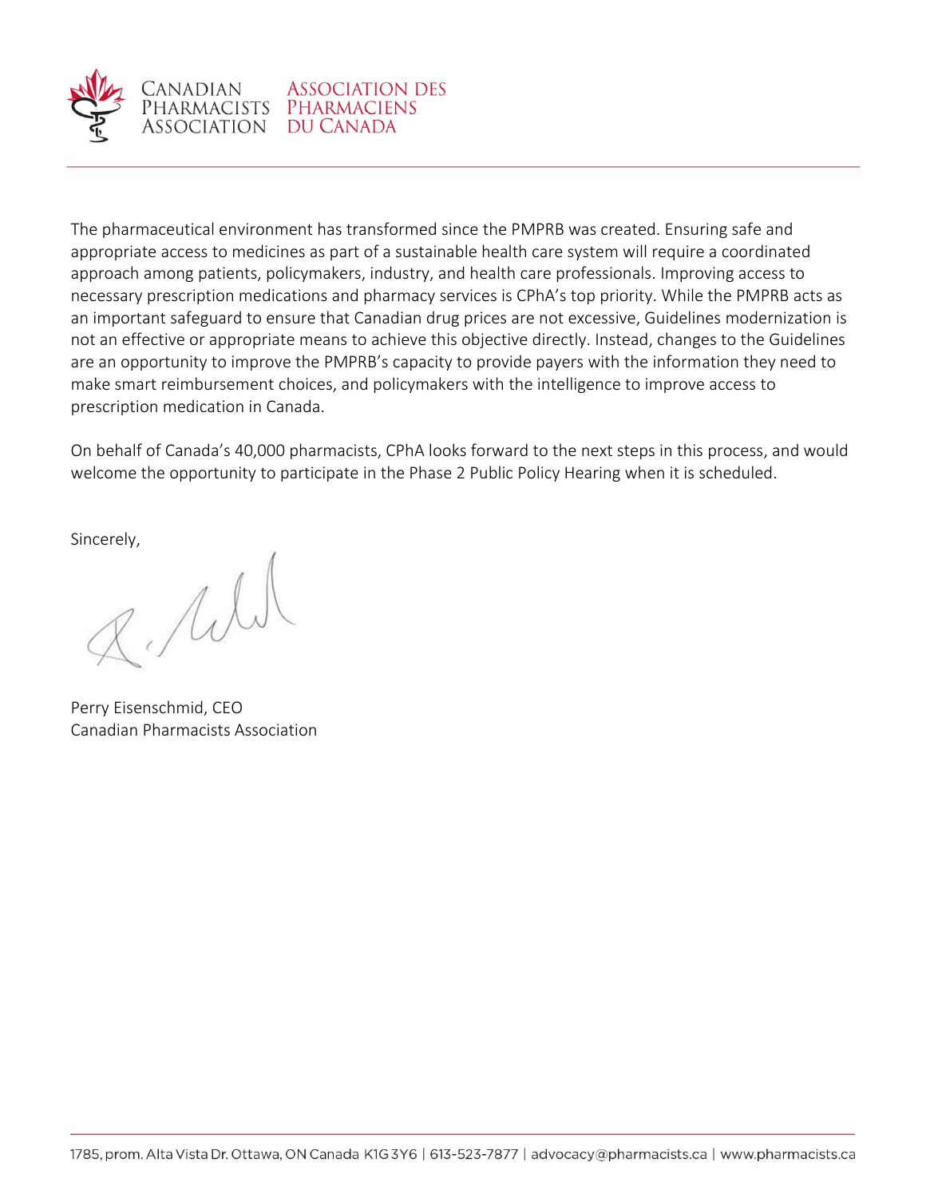The pharmaceutical environment has transformed since the PMPRB was created. Ensuring safe and appropriate access to medicines as part of a sustainable health care system will require a coordinated approach among patients, policymakers, industry, and health care professionals. Improving access to necessary prescription medications and pharmacy services is CPhA's top priority. While the PMPRB acts as an important safeguard to ensure that Canadian drug prices are not excessive, Guidelines modernization is not an effective or appropriate means to achieve this objective directly. Instead, changes to the Guidelines are an opportunity to improve the PMPRB's capacity to provide payers with the information they need to make smart reimbursement choices, and policymakers with the intelligence to improve access to prescription medication in Canada.

On behalf of Canada's 40,000 pharmacists, CPhA looks forward to the next steps in this process, and would welcome the opportunity to participate in the Phase 2 Public Policy Hearing when it is scheduled.

Sincerely,

Perry Eisenschmid, CEO
Canadian Pharmacists Association